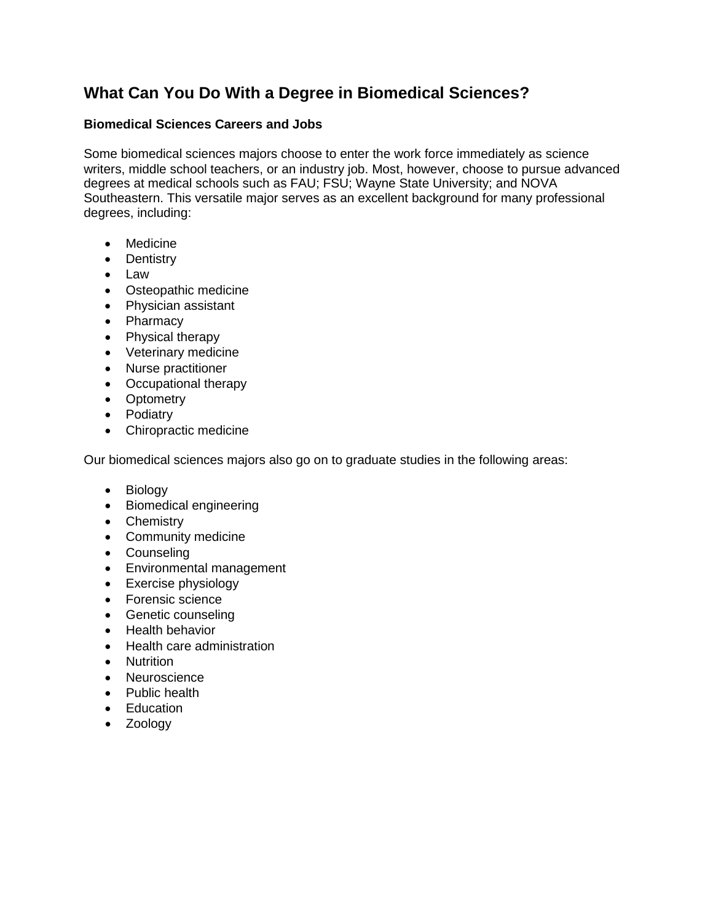# What Can You Do With a Degree in Biomedical Sciences?

### Biomedical Sciences Careers and Jobs

Some biomedical sciences majors choose to enter the work force immediately as science writers, middle school teachers, or an industry job. Most, however, choose to pursue advanced degrees at medical schools such as FAU; FSU; Wayne State University; and NOVA Southeastern. This versatile major serves as an excellent background for many professional degrees, including:

- Medicine
- Dentistry
- Law
- Osteopathic medicine
- Physician assistant
- Pharmacy
- Physical therapy
- Veterinary medicine
- Nurse practitioner
- Occupational therapy
- Optometry
- Podiatry
- Chiropractic medicine

Our biomedical sciences majors also go on to graduate studies in the following areas:

- Biology
- Biomedical engineering
- Chemistry
- Community medicine
- Counseling
- Environmental management
- Exercise physiology
- Forensic science
- Genetic counseling
- Health behavior
- Health care administration
- Nutrition
- Neuroscience
- Public health
- Education
- Zoology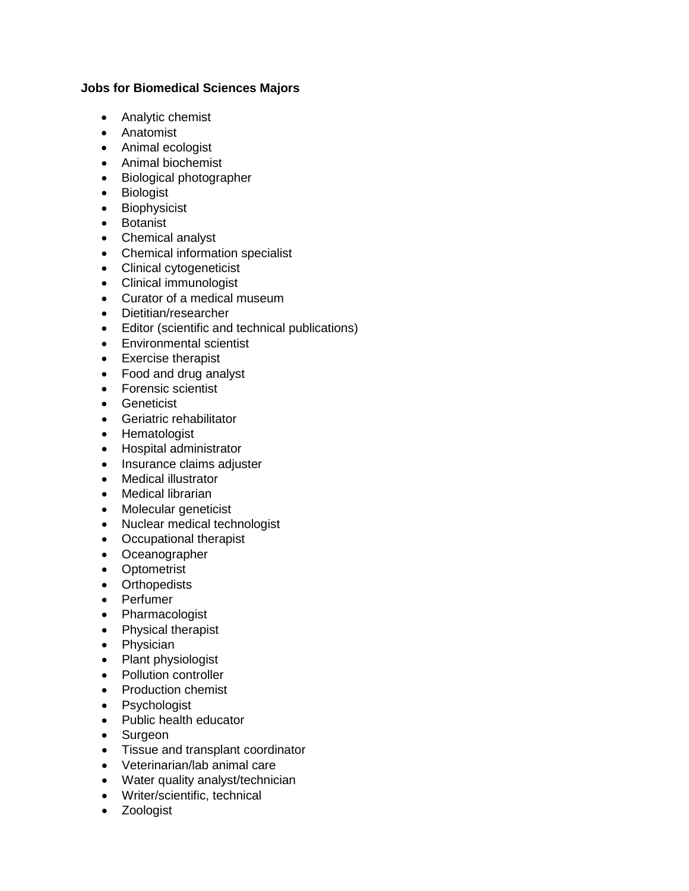**Jobs for Biomedical Sciences Majors**

- Analytic chemist
- Anatomist
- Animal ecologist
- Animal biochemist
- Biological photographer
- Biologist
- Biophysicist
- Botanist
- Chemical analyst
- Chemical information specialist
- Clinical cytogeneticist
- Clinical immunologist
- Curator of a medical museum
- Dietitian/researcher
- Editor (scientific and technical publications)
- Environmental scientist
- Exercise therapist
- Food and drug analyst
- Forensic scientist
- Geneticist
- Geriatric rehabilitator
- Hematologist
- Hospital administrator
- Insurance claims adjuster
- Medical illustrator
- Medical librarian
- Molecular geneticist
- Nuclear medical technologist
- Occupational therapist
- Oceanographer
- Optometrist
- Orthopedists
- Perfumer
- Pharmacologist
- Physical therapist
- Physician
- Plant physiologist
- Pollution controller
- Production chemist
- Psychologist
- Public health educator
- Surgeon
- Tissue and transplant coordinator
- Veterinarian/lab animal care
- Water quality analyst/technician
- Writer/scientific, technical
- Zoologist